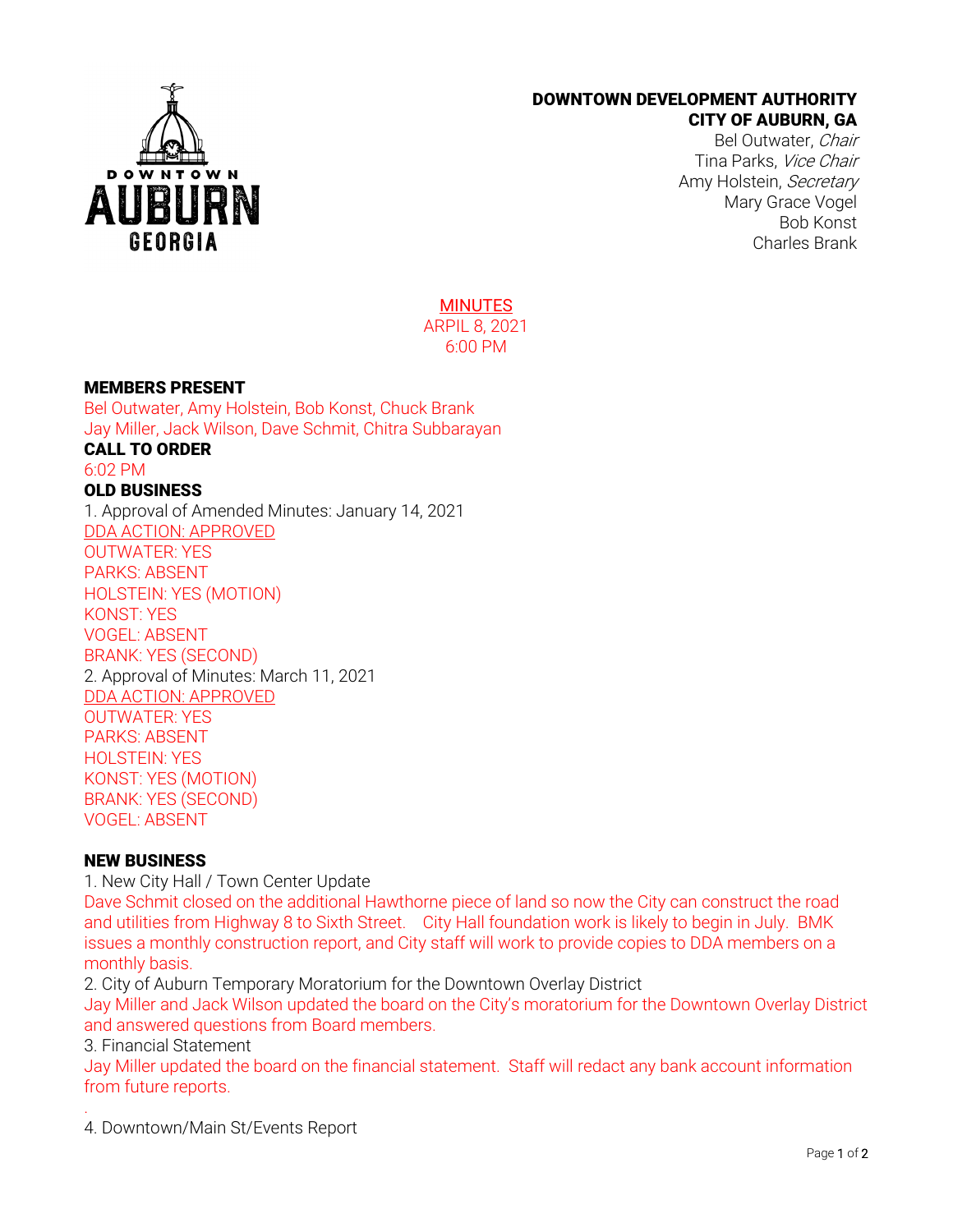**DOWNTOWN DEVELOPMENT AUTHORITY**
**CITY OF AUBURN, GA**
Bel Outwater, *Chair*
Tina Parks, *Vice Chair*
Amy Holstein, *Secretary*
Mary Grace Vogel
Bob Konst
Charles Brank

# MINUTES
ARPIL 8, 2021
6:00 PM

**MEMBERS PRESENT**
Bel Outwater, Amy Holstein, Bob Konst, Chuck Brank
Jay Miller, Jack Wilson, Dave Schmit, Chitra Subbarayan

**CALL TO ORDER**
6:02 PM

**OLD BUSINESS**

1. Approval of Amended Minutes: January 14, 2021

DDA ACTION: APPROVED
OUTWATER: YES
PARKS: ABSENT
HOLSTEIN: YES (MOTION)
KONST: YES
VOGEL: ABSENT
BRANK: YES (SECOND)

2. Approval of Minutes: March 11, 2021

DDA ACTION: APPROVED
OUTWATER: YES
PARKS: ABSENT
HOLSTEIN: YES
KONST: YES (MOTION)
BRANK: YES (SECOND)
VOGEL: ABSENT

**NEW BUSINESS**

1. New City Hall / Town Center Update

Dave Schmit closed on the additional Hawthorne piece of land so now the City can construct the road and utilities from Highway 8 to Sixth Street. City Hall foundation work is likely to begin in July. BMK issues a monthly construction report, and City staff will work to provide copies to DDA members on a monthly basis.

2. City of Auburn Temporary Moratorium for the Downtown Overlay District

Jay Miller and Jack Wilson updated the board on the City's moratorium for the Downtown Overlay District and answered questions from Board members.

3. Financial Statement

Jay Miller updated the board on the financial statement. Staff will redact any bank account information from future reports.

.

4. Downtown/Main St/Events Report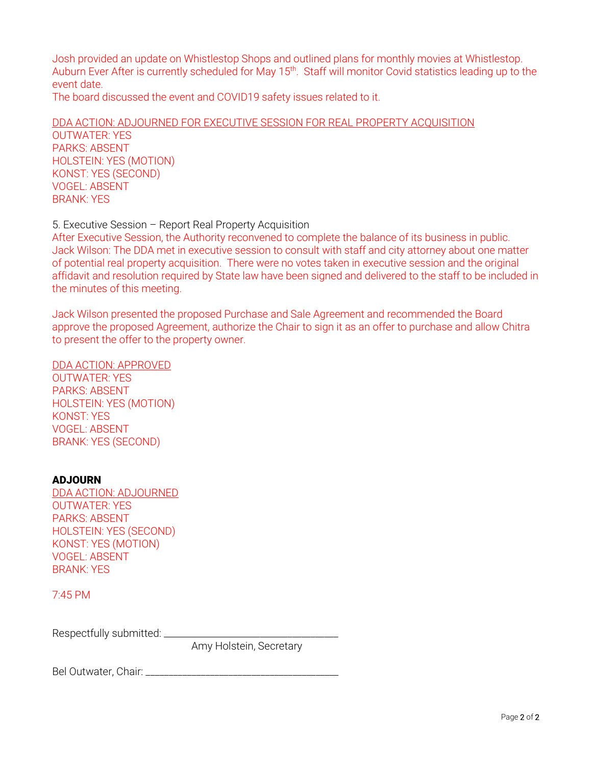Josh provided an update on Whistlestop Shops and outlined plans for monthly movies at Whistlestop. Auburn Ever After is currently scheduled for May 15th. Staff will monitor Covid statistics leading up to the event date.
The board discussed the event and COVID19 safety issues related to it.

DDA ACTION: ADJOURNED FOR EXECUTIVE SESSION FOR REAL PROPERTY ACQUISITION
OUTWATER: YES
PARKS: ABSENT
HOLSTEIN: YES (MOTION)
KONST: YES (SECOND)
VOGEL: ABSENT
BRANK: YES

5. Executive Session – Report Real Property Acquisition
After Executive Session, the Authority reconvened to complete the balance of its business in public.
Jack Wilson: The DDA met in executive session to consult with staff and city attorney about one matter of potential real property acquisition. There were no votes taken in executive session and the original affidavit and resolution required by State law have been signed and delivered to the staff to be included in the minutes of this meeting.

Jack Wilson presented the proposed Purchase and Sale Agreement and recommended the Board approve the proposed Agreement, authorize the Chair to sign it as an offer to purchase and allow Chitra to present the offer to the property owner.

DDA ACTION: APPROVED
OUTWATER: YES
PARKS: ABSENT
HOLSTEIN: YES (MOTION)
KONST: YES
VOGEL: ABSENT
BRANK: YES (SECOND)

**ADJOURN**
DDA ACTION: ADJOURNED
OUTWATER: YES
PARKS: ABSENT
HOLSTEIN: YES (SECOND)
KONST: YES (MOTION)
VOGEL: ABSENT
BRANK: YES

7:45 PM

Respectfully submitted: ______________________________
Amy Holstein, Secretary

Bel Outwater, Chair: ______________________________